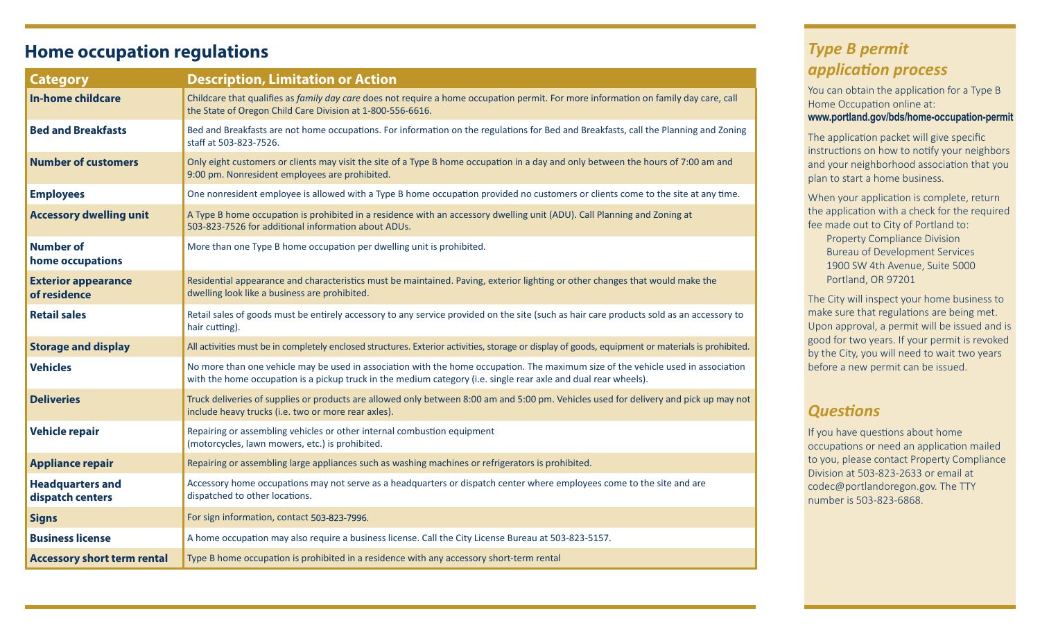## Home occupation regulations

| Category | Description, Limitation or Action |
|---|---|
| **In-home childcare** | Childcare that qualifies as *family day care* does not require a home occupation permit. For more information on family day care, call the State of Oregon Child Care Division at 1-800-556-6616. |
| **Bed and Breakfasts** | Bed and Breakfasts are not home occupations. For information on the regulations for Bed and Breakfasts, call the Planning and Zoning staff at 503-823-7526. |
| **Number of customers** | Only eight customers or clients may visit the site of a Type B home occupation in a day and only between the hours of 7:00 am and 9:00 pm. Nonresident employees are prohibited. |
| **Employees** | One nonresident employee is allowed with a Type B home occupation provided no customers or clients come to the site at any time. |
| **Accessory dwelling unit** | A Type B home occupation is prohibited in a residence with an accessory dwelling unit (ADU). Call Planning and Zoning at 503-823-7526 for additional information about ADUs. |
| **Number of home occupations** | More than one Type B home occupation per dwelling unit is prohibited. |
| **Exterior appearance of residence** | Residential appearance and characteristics must be maintained. Paving, exterior lighting or other changes that would make the dwelling look like a business are prohibited. |
| **Retail sales** | Retail sales of goods must be entirely accessory to any service provided on the site (such as hair care products sold as an accessory to hair cutting). |
| **Storage and display** | All activities must be in completely enclosed structures. Exterior activities, storage or display of goods, equipment or materials is prohibited. |
| **Vehicles** | No more than one vehicle may be used in association with the home occupation. The maximum size of the vehicle used in association with the home occupation is a pickup truck in the medium category (i.e. single rear axle and dual rear wheels). |
| **Deliveries** | Truck deliveries of supplies or products are allowed only between 8:00 am and 5:00 pm. Vehicles used for delivery and pick up may not include heavy trucks (i.e. two or more rear axles). |
| **Vehicle repair** | Repairing or assembling vehicles or other internal combustion equipment (motorcycles, lawn mowers, etc.) is prohibited. |
| **Appliance repair** | Repairing or assembling large appliances such as washing machines or refrigerators is prohibited. |
| **Headquarters and dispatch centers** | Accessory home occupations may not serve as a headquarters or dispatch center where employees come to the site and are dispatched to other locations. |
| **Signs** | For sign information, contact 503-823-7996. |
| **Business license** | A home occupation may also require a business license. Call the City License Bureau at 503-823-5157. |
| **Accessory short term rental** | Type B home occupation is prohibited in a residence with any accessory short-term rental |

## *Type B permit application process*

You can obtain the application for a Type B Home Occupation online at:
**www.portland.gov/bds/home-occupation-permit**

The application packet will give specific instructions on how to notify your neighbors and your neighborhood association that you plan to start a home business.

When your application is complete, return the application with a check for the required fee made out to City of Portland to:

Property Compliance Division
Bureau of Development Services
1900 SW 4th Avenue, Suite 5000
Portland, OR 97201

The City will inspect your home business to make sure that regulations are being met. Upon approval, a permit will be issued and is good for two years. If your permit is revoked by the City, you will need to wait two years before a new permit can be issued.

## *Questions*

If you have questions about home occupations or need an application mailed to you, please contact Property Compliance Division at 503-823-2633 or email at codec@portlandoregon.gov. The TTY number is 503-823-6868.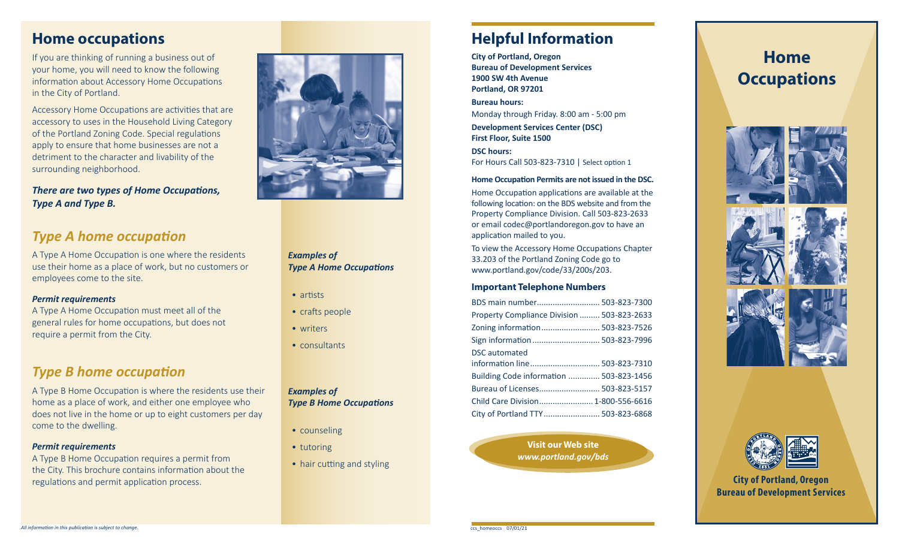## Home occupations

If you are thinking of running a business out of your home, you will need to know the following information about Accessory Home Occupations in the City of Portland.

Accessory Home Occupations are activities that are accessory to uses in the Household Living Category of the Portland Zoning Code. Special regulations apply to ensure that home businesses are not a detriment to the character and livability of the surrounding neighborhood.

***There are two types of Home Occupations, Type A and Type B.***

## *Type A home occupation*

A Type A Home Occupation is one where the residents use their home as a place of work, but no customers or employees come to the site.

***Permit requirements***
A Type A Home Occupation must meet all of the general rules for home occupations, but does not require a permit from the City.

***Examples of Type A Home Occupations***

- artists
- crafts people
- writers
- consultants

## *Type B home occupation*

A Type B Home Occupation is where the residents use their home as a place of work, and either one employee who does not live in the home or up to eight customers per day come to the dwelling.

***Permit requirements***
A Type B Home Occupation requires a permit from the City. This brochure contains information about the regulations and permit application process.

***Examples of Type B Home Occupations***

- counseling
- tutoring
- hair cutting and styling

*All information in this publication is subject to change.*

## Helpful Information

**City of Portland, Oregon**
**Bureau of Development Services**
**1900 SW 4th Avenue**
**Portland, OR 97201**

**Bureau hours:**
Monday through Friday. 8:00 am - 5:00 pm

**Development Services Center (DSC)**
**First Floor, Suite 1500**

**DSC hours:**
For Hours Call 503-823-7310 | Select option 1

**Home Occupation Permits are not issued in the DSC.**

Home Occupation applications are available at the following location: on the BDS website and from the Property Compliance Division. Call 503-823-2633 or email codec@portlandoregon.gov to have an application mailed to you.

To view the Accessory Home Occupations Chapter 33.203 of the Portland Zoning Code go to www.portland.gov/code/33/200s/203.

### Important Telephone Numbers

| | |
|---|---|
| BDS main number | 503-823-7300 |
| Property Compliance Division | 503-823-2633 |
| Zoning information | 503-823-7526 |
| Sign information | 503-823-7996 |
| DSC automated information line | 503-823-7310 |
| Building Code information | 503-823-1456 |
| Bureau of Licenses | 503-823-5157 |
| Child Care Division | 1-800-556-6616 |
| City of Portland TTY | 503-823-6868 |

**Visit our Web site**
***www.portland.gov/bds***

ccs_homeoccs 07/01/21

# Home Occupations

**City of Portland, Oregon**
**Bureau of Development Services**